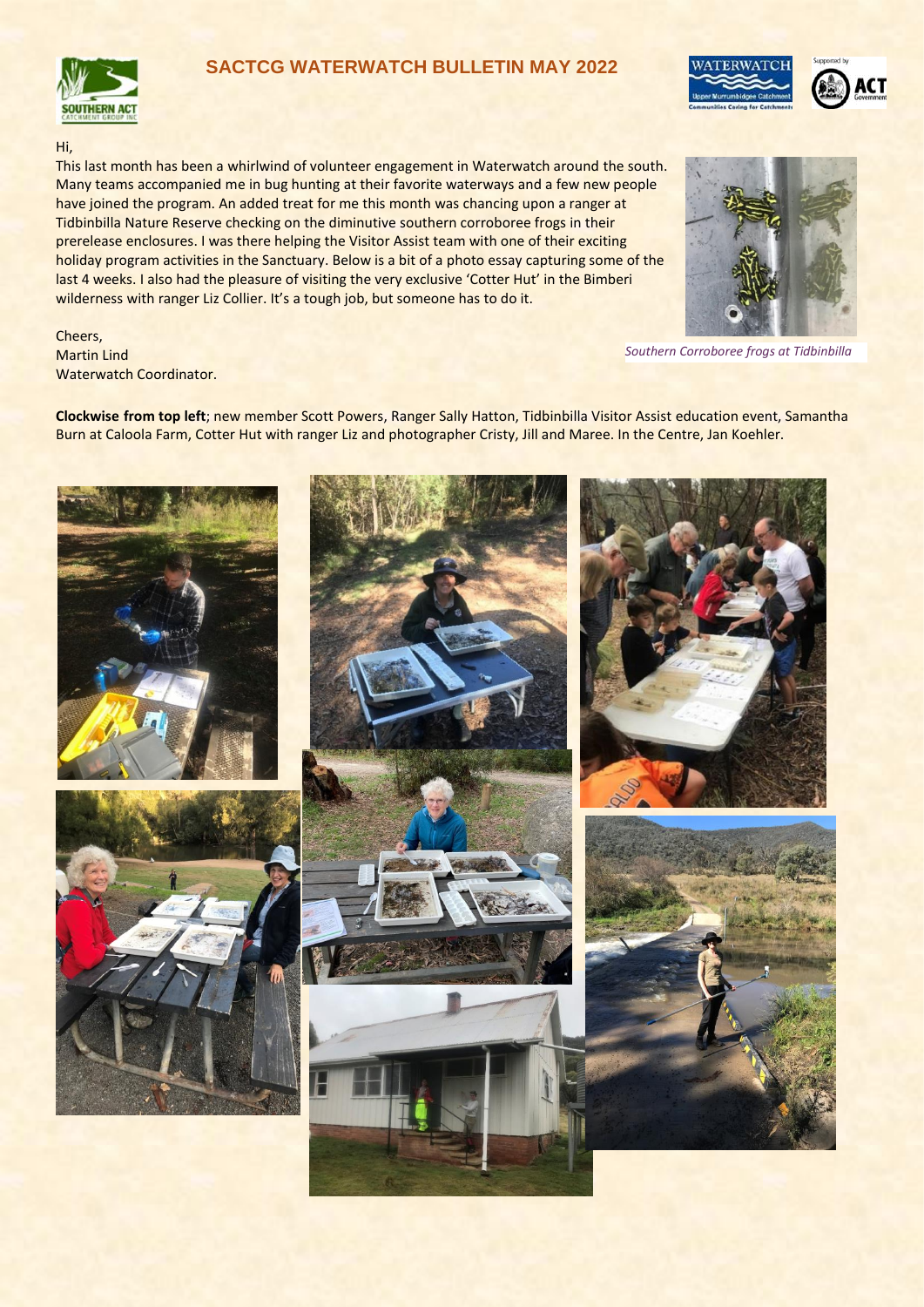# SACTCG WATERWATCH BULLETIN MAY 2022

Hi,

This last month has been a whirlwind of volunteer engagement in Waterwatch around the south. Many teams accompanied me in bug hunting at their favorite waterways and a few new people have joined the program. An added treat for me this month was chancing upon a ranger at Tidbinbilla Nature Reserve checking on the diminutive southern corroboree frogs in their prerelease enclosures. I was there helping the Visitor Assist team with one of their exciting holiday program activities in the Sanctuary. Below is a bit of a photo essay capturing some of the last 4 weeks. I also had the pleasure of visiting the very exclusive 'Cotter Hut' in the Bimberi wilderness with ranger Liz Collier. It's a tough job, but someone has to do it.

*Southern Corroboree frogs at Tidbinbilla*

Cheers,
Martin Lind
Waterwatch Coordinator.

**Clockwise from top left**; new member Scott Powers, Ranger Sally Hatton, Tidbinbilla Visitor Assist education event, Samantha Burn at Caloola Farm, Cotter Hut with ranger Liz and photographer Cristy, Jill and Maree. In the Centre, Jan Koehler.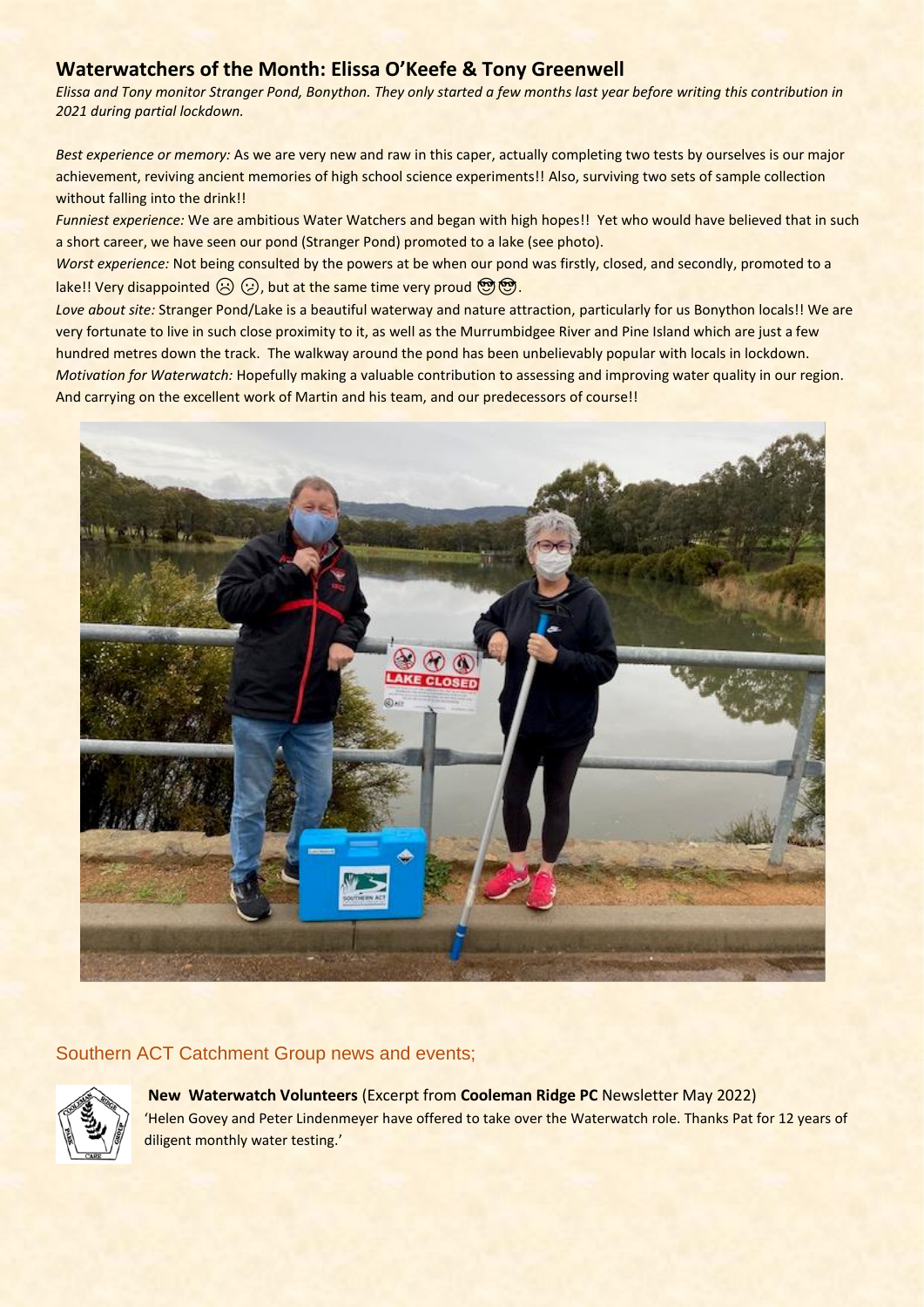## Waterwatchers of the Month: Elissa O'Keefe & Tony Greenwell

*Elissa and Tony monitor Stranger Pond, Bonython. They only started a few months last year before writing this contribution in 2021 during partial lockdown.*

*Best experience or memory:* As we are very new and raw in this caper, actually completing two tests by ourselves is our major achievement, reviving ancient memories of high school science experiments!! Also, surviving two sets of sample collection without falling into the drink!!

*Funniest experience:* We are ambitious Water Watchers and began with high hopes!! Yet who would have believed that in such a short career, we have seen our pond (Stranger Pond) promoted to a lake (see photo).

*Worst experience:* Not being consulted by the powers at be when our pond was firstly, closed, and secondly, promoted to a lake!! Very disappointed ☹ 😕, but at the same time very proud 😎😎.

*Love about site:* Stranger Pond/Lake is a beautiful waterway and nature attraction, particularly for us Bonython locals!! We are very fortunate to live in such close proximity to it, as well as the Murrumbidgee River and Pine Island which are just a few hundred metres down the track. The walkway around the pond has been unbelievably popular with locals in lockdown.

*Motivation for Waterwatch:* Hopefully making a valuable contribution to assessing and improving water quality in our region. And carrying on the excellent work of Martin and his team, and our predecessors of course!!

## Southern ACT Catchment Group news and events;

**New Waterwatch Volunteers** (Excerpt from **Cooleman Ridge PC** Newsletter May 2022)

'Helen Govey and Peter Lindenmeyer have offered to take over the Waterwatch role. Thanks Pat for 12 years of diligent monthly water testing.'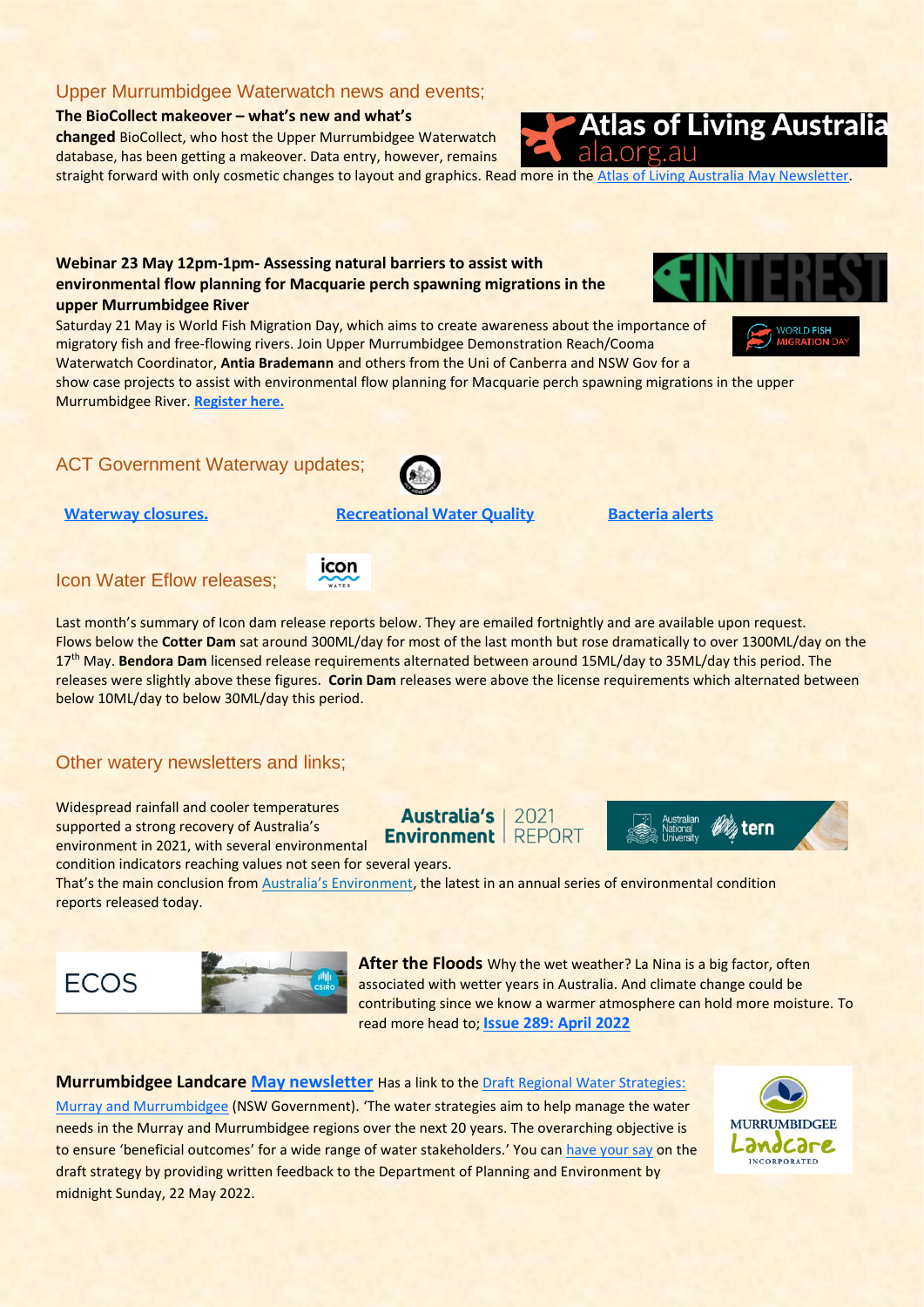## Upper Murrumbidgee Waterwatch news and events;

**The BioCollect makeover – what's new and what's changed** BioCollect, who host the Upper Murrumbidgee Waterwatch database, has been getting a makeover. Data entry, however, remains straight forward with only cosmetic changes to layout and graphics. Read more in the Atlas of Living Australia May Newsletter.

**Webinar 23 May 12pm-1pm- Assessing natural barriers to assist with environmental flow planning for Macquarie perch spawning migrations in the upper Murrumbidgee River**

Saturday 21 May is World Fish Migration Day, which aims to create awareness about the importance of migratory fish and free-flowing rivers. Join Upper Murrumbidgee Demonstration Reach/Cooma Waterwatch Coordinator, **Antia Brademann** and others from the Uni of Canberra and NSW Gov for a show case projects to assist with environmental flow planning for Macquarie perch spawning migrations in the upper Murrumbidgee River. **Register here.**

## ACT Government Waterway updates;

**Waterway closures.** **Recreational Water Quality** **Bacteria alerts**

## Icon Water Eflow releases;

Last month's summary of Icon dam release reports below. They are emailed fortnightly and are available upon request. Flows below the **Cotter Dam** sat around 300ML/day for most of the last month but rose dramatically to over 1300ML/day on the 17th May. **Bendora Dam** licensed release requirements alternated between around 15ML/day to 35ML/day this period. The releases were slightly above these figures. **Corin Dam** releases were above the license requirements which alternated between below 10ML/day to below 30ML/day this period.

## Other watery newsletters and links;

Widespread rainfall and cooler temperatures supported a strong recovery of Australia's environment in 2021, with several environmental condition indicators reaching values not seen for several years.
That's the main conclusion from Australia's Environment, the latest in an annual series of environmental condition reports released today.

**After the Floods** Why the wet weather? La Nina is a big factor, often associated with wetter years in Australia. And climate change could be contributing since we know a warmer atmosphere can hold more moisture. To read more head to; **Issue 289: April 2022**

**Murrumbidgee Landcare May newsletter** Has a link to the Draft Regional Water Strategies: Murray and Murrumbidgee (NSW Government). 'The water strategies aim to help manage the water needs in the Murray and Murrumbidgee regions over the next 20 years. The overarching objective is to ensure 'beneficial outcomes' for a wide range of water stakeholders.' You can have your say on the draft strategy by providing written feedback to the Department of Planning and Environment by midnight Sunday, 22 May 2022.